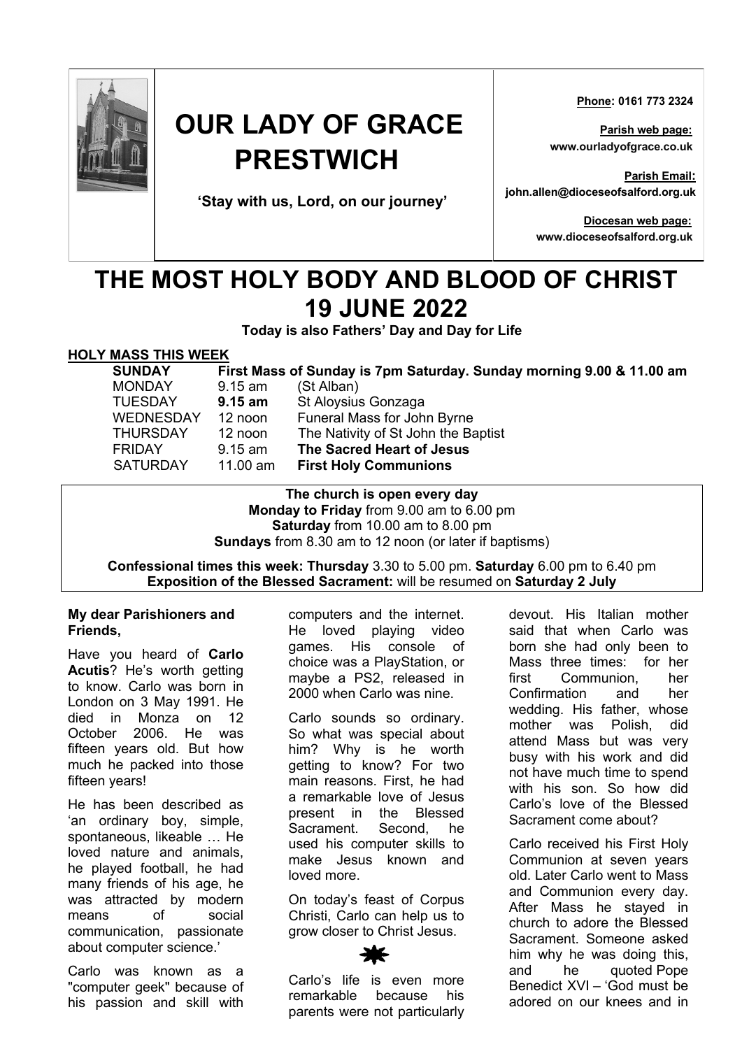# OUR LADY OF GRACE PRESTWICH

**'Stay with us, Lord, on our journey'**

**Phone: 0161 773 2324**

**Parish web page:**
**www.ourladyofgrace.co.uk**

**Parish Email:**
**john.allen@dioceseofsalford.org.uk**

**Diocesan web page:**
**www.dioceseofsalford.org.uk**

# THE MOST HOLY BODY AND BLOOD OF CHRIST 19 JUNE 2022

**Today is also Fathers' Day and Day for Life**

## HOLY MASS THIS WEEK

| | | |
|---|---|---|
| **SUNDAY** | **First Mass of Sunday is 7pm Saturday. Sunday morning 9.00 & 11.00 am** | |
| MONDAY | 9.15 am | (St Alban) |
| TUESDAY | **9.15 am** | St Aloysius Gonzaga |
| WEDNESDAY | 12 noon | Funeral Mass for John Byrne |
| THURSDAY | 12 noon | The Nativity of St John the Baptist |
| FRIDAY | 9.15 am | **The Sacred Heart of Jesus** |
| SATURDAY | 11.00 am | **First Holy Communions** |

**The church is open every day**
**Monday to Friday** from 9.00 am to 6.00 pm
**Saturday** from 10.00 am to 8.00 pm
**Sundays** from 8.30 am to 12 noon (or later if baptisms)

**Confessional times this week: Thursday** 3.30 to 5.00 pm. **Saturday** 6.00 pm to 6.40 pm
**Exposition of the Blessed Sacrament:** will be resumed on **Saturday 2 July**

**My dear Parishioners and Friends,**

Have you heard of **Carlo Acutis**? He's worth getting to know. Carlo was born in London on 3 May 1991. He died in Monza on 12 October 2006. He was fifteen years old. But how much he packed into those fifteen years!

He has been described as 'an ordinary boy, simple, spontaneous, likeable … He loved nature and animals, he played football, he had many friends of his age, he was attracted by modern means of social communication, passionate about computer science.'

Carlo was known as a "computer geek" because of his passion and skill with computers and the internet. He loved playing video games. His console of choice was a PlayStation, or maybe a PS2, released in 2000 when Carlo was nine.

Carlo sounds so ordinary. So what was special about him? Why is he worth getting to know? For two main reasons. First, he had a remarkable love of Jesus present in the Blessed Sacrament. Second, he used his computer skills to make Jesus known and loved more.

On today's feast of Corpus Christi, Carlo can help us to grow closer to Christ Jesus.

Carlo's life is even more remarkable because his parents were not particularly devout. His Italian mother said that when Carlo was born she had only been to Mass three times: for her first Communion, her Confirmation and her wedding. His father, whose mother was Polish, did attend Mass but was very busy with his work and did not have much time to spend with his son. So how did Carlo's love of the Blessed Sacrament come about?

Carlo received his First Holy Communion at seven years old. Later Carlo went to Mass and Communion every day. After Mass he stayed in church to adore the Blessed Sacrament. Someone asked him why he was doing this, and he quoted Pope Benedict XVI – 'God must be adored on our knees and in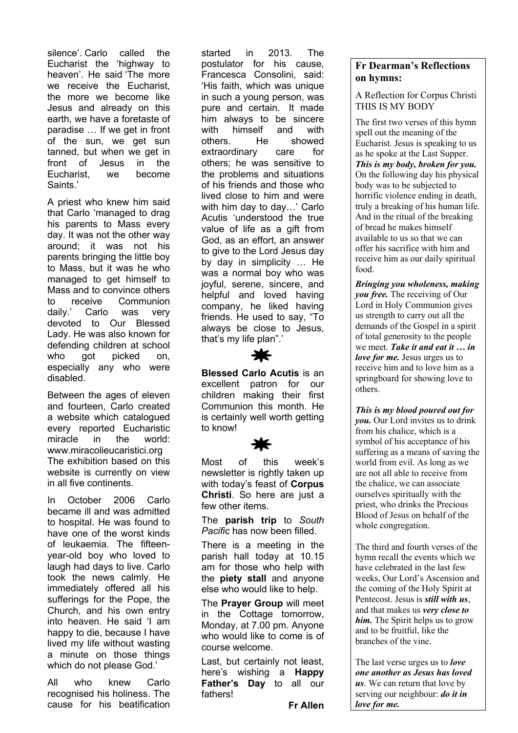silence'. Carlo called the Eucharist the 'highway to heaven'. He said 'The more we receive the Eucharist, the more we become like Jesus and already on this earth, we have a foretaste of paradise … If we get in front of the sun, we get sun tanned, but when we get in front of Jesus in the Eucharist, we become Saints.'

A priest who knew him said that Carlo 'managed to drag his parents to Mass every day. It was not the other way around; it was not his parents bringing the little boy to Mass, but it was he who managed to get himself to Mass and to convince others to receive Communion daily.' Carlo was very devoted to Our Blessed Lady. He was also known for defending children at school who got picked on, especially any who were disabled.

Between the ages of eleven and fourteen, Carlo created a website which catalogued every reported Eucharistic miracle in the world: www.miracolieucaristici.org The exhibition based on this website is currently on view in all five continents.

In October 2006 Carlo became ill and was admitted to hospital. He was found to have one of the worst kinds of leukaemia. The fifteen-year-old boy who loved to laugh had days to live. Carlo took the news calmly. He immediately offered all his sufferings for the Pope, the Church, and his own entry into heaven. He said 'I am happy to die, because I have lived my life without wasting a minute on those things which do not please God.'

All who knew Carlo recognised his holiness. The cause for his beatification started in 2013. The postulator for his cause, Francesca Consolini, said: 'His faith, which was unique in such a young person, was pure and certain. It made him always to be sincere with himself and with others. He showed extraordinary care for others; he was sensitive to the problems and situations of his friends and those who lived close to him and were with him day to day…' Carlo Acutis 'understood the true value of life as a gift from God, as an effort, an answer to give to the Lord Jesus day by day in simplicity … He was a normal boy who was joyful, serene, sincere, and helpful and loved having company, he liked having friends. He used to say, "To always be close to Jesus, that's my life plan".'

**Blessed Carlo Acutis** is an excellent patron for our children making their first Communion this month. He is certainly well worth getting to know!

Most of this week's newsletter is rightly taken up with today's feast of **Corpus Christi**. So here are just a few other items.

The **parish trip** to *South Pacific* has now been filled.

There is a meeting in the parish hall today at 10.15 am for those who help with the **piety stall** and anyone else who would like to help.

The **Prayer Group** will meet in the Cottage tomorrow, Monday, at 7.00 pm. Anyone who would like to come is of course welcome.

Last, but certainly not least, here's wishing a **Happy Father's Day** to all our fathers!

**Fr Allen**

## Fr Dearman's Reflections on hymns:

A Reflection for Corpus Christi
THIS IS MY BODY

The first two verses of this hymn spell out the meaning of the Eucharist. Jesus is speaking to us as he spoke at the Last Supper. ***This is my body, broken for you.*** On the following day his physical body was to be subjected to horrific violence ending in death, truly a breaking of his human life. And in the ritual of the breaking of bread he makes himself available to us so that we can offer his sacrifice with him and receive him as our daily spiritual food.

***Bringing you wholeness, making you free.*** The receiving of Our Lord in Holy Communion gives us strength to carry out all the demands of the Gospel in a spirit of total generosity to the people we meet. ***Take it and eat it … in love for me.*** Jesus urges us to receive him and to love him as a springboard for showing love to others.

***This is my blood poured out for you.*** Our Lord invites us to drink from his chalice, which is a symbol of his acceptance of his suffering as a means of saving the world from evil. As long as we are not all able to receive from the chalice, we can associate ourselves spiritually with the priest, who drinks the Precious Blood of Jesus on behalf of the whole congregation.

The third and fourth verses of the hymn recall the events which we have celebrated in the last few weeks, Our Lord's Ascension and the coming of the Holy Spirit at Pentecost. Jesus is ***still with us***, and that makes us ***very close to him.*** The Spirit helps us to grow and to be fruitful, like the branches of the vine.

The last verse urges us to ***love one another as Jesus has loved us***. We can return that love by serving our neighbour: ***do it in love for me.***